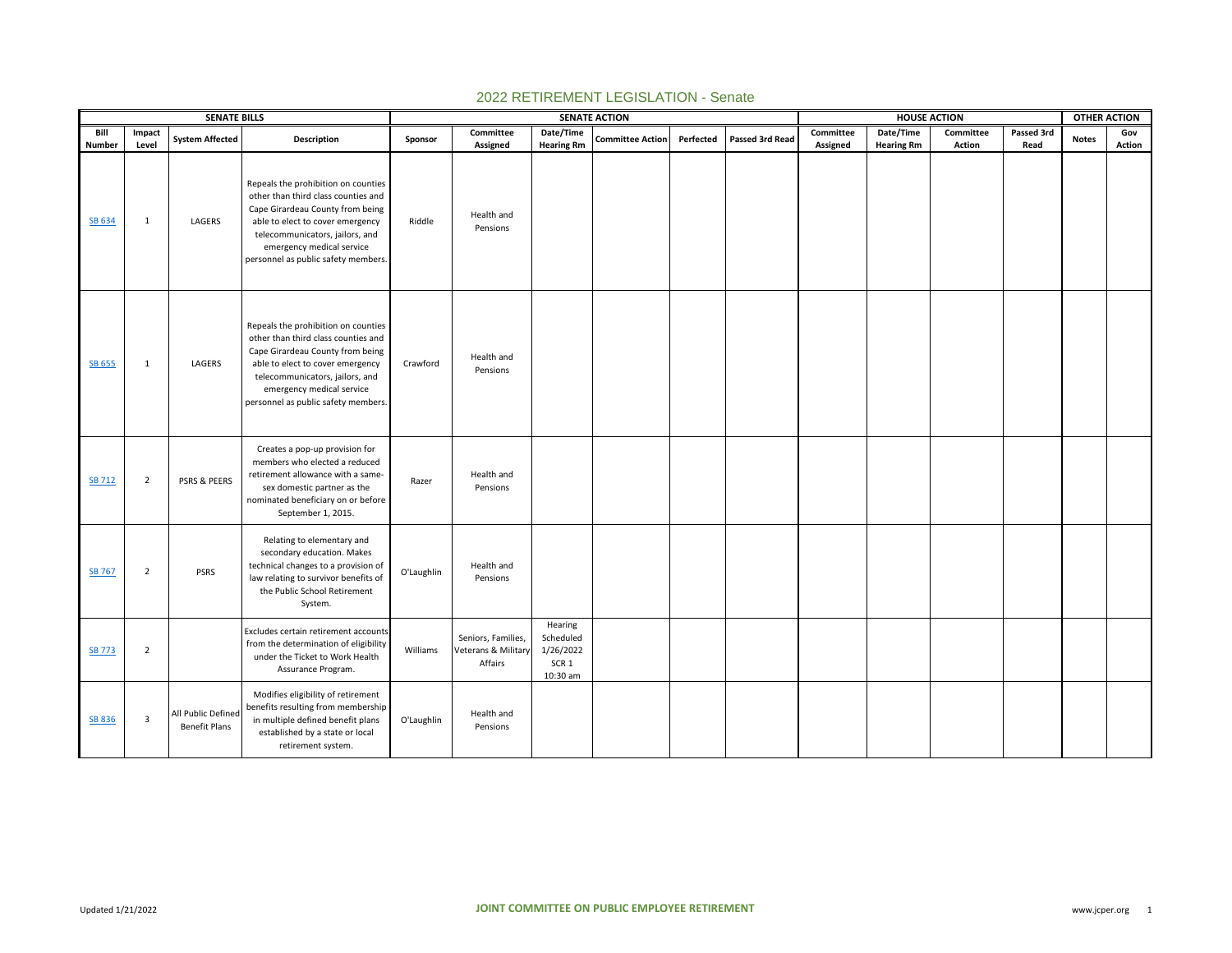# 2022 RETIREMENT LEGISLATION - Senate

| SENATE BILLS | | | | SENATE ACTION | | | | | | HOUSE ACTION | | | | OTHER ACTION | |
|---|---|---|---|---|---|---|---|---|---|---|---|---|---|---|---|
| Bill Number | Impact Level | System Affected | Description | Sponsor | Committee Assigned | Date/Time Hearing Rm | Committee Action | Perfected | Passed 3rd Read | Committee Assigned | Date/Time Hearing Rm | Committee Action | Passed 3rd Read | Notes | Gov Action |
| SB 634 | 1 | LAGERS | Repeals the prohibition on counties other than third class counties and Cape Girardeau County from being able to elect to cover emergency telecommunicators, jailors, and emergency medical service personnel as public safety members. | Riddle | Health and Pensions | | | | | | | | | | |
| SB 655 | 1 | LAGERS | Repeals the prohibition on counties other than third class counties and Cape Girardeau County from being able to elect to cover emergency telecommunicators, jailors, and emergency medical service personnel as public safety members. | Crawford | Health and Pensions | | | | | | | | | | |
| SB 712 | 2 | PSRS & PEERS | Creates a pop-up provision for members who elected a reduced retirement allowance with a same-sex domestic partner as the nominated beneficiary on or before September 1, 2015. | Razer | Health and Pensions | | | | | | | | | | |
| SB 767 | 2 | PSRS | Relating to elementary and secondary education. Makes technical changes to a provision of law relating to survivor benefits of the Public School Retirement System. | O'Laughlin | Health and Pensions | | | | | | | | | | |
| SB 773 | 2 | | Excludes certain retirement accounts from the determination of eligibility under the Ticket to Work Health Assurance Program. | Williams | Seniors, Families, Veterans & Military Affairs | Hearing Scheduled 1/26/2022 SCR 1 10:30 am | | | | | | | | | |
| SB 836 | 3 | All Public Defined Benefit Plans | Modifies eligibility of retirement benefits resulting from membership in multiple defined benefit plans established by a state or local retirement system. | O'Laughlin | Health and Pensions | | | | | | | | | | |

Updated 1/21/2022 JOINT COMMITTEE ON PUBLIC EMPLOYEE RETIREMENT www.jcper.org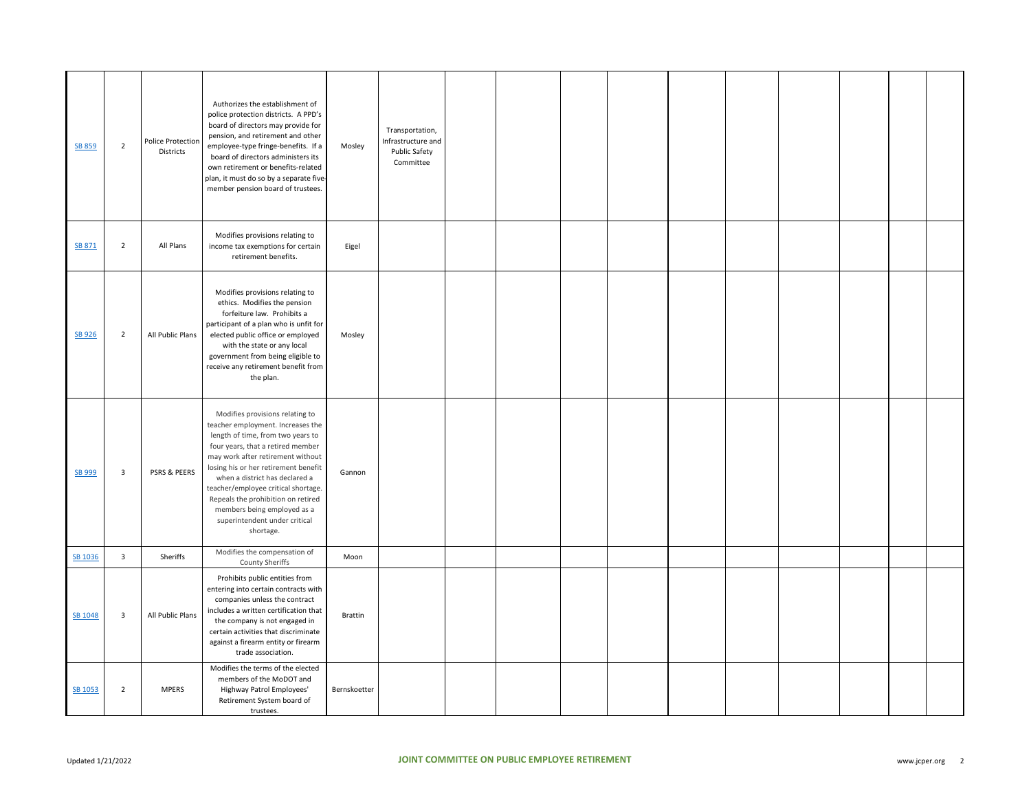| | | | | | | | | | | | | | | | |
|---|---|---|---|---|---|---|---|---|---|---|---|---|---|---|---|
| SB 859 | 2 | Police Protection Districts | Authorizes the establishment of police protection districts. A PPD's board of directors may provide for pension, and retirement and other employee-type fringe-benefits. If a board of directors administers its own retirement or benefits-related plan, it must do so by a separate five-member pension board of trustees. | Mosley | Transportation, Infrastructure and Public Safety Committee | | | | | | | | | | |
| SB 871 | 2 | All Plans | Modifies provisions relating to income tax exemptions for certain retirement benefits. | Eigel | | | | | | | | | | | |
| SB 926 | 2 | All Public Plans | Modifies provisions relating to ethics. Modifies the pension forfeiture law. Prohibits a participant of a plan who is unfit for elected public office or employed with the state or any local government from being eligible to receive any retirement benefit from the plan. | Mosley | | | | | | | | | | | |
| SB 999 | 3 | PSRS & PEERS | Modifies provisions relating to teacher employment. Increases the length of time, from two years to four years, that a retired member may work after retirement without losing his or her retirement benefit when a district has declared a teacher/employee critical shortage. Repeals the prohibition on retired members being employed as a superintendent under critical shortage. | Gannon | | | | | | | | | | | |
| SB 1036 | 3 | Sheriffs | Modifies the compensation of County Sheriffs | Moon | | | | | | | | | | | |
| SB 1048 | 3 | All Public Plans | Prohibits public entities from entering into certain contracts with companies unless the contract includes a written certification that the company is not engaged in certain activities that discriminate against a firearm entity or firearm trade association. | Brattin | | | | | | | | | | | |
| SB 1053 | 2 | MPERS | Modifies the terms of the elected members of the MoDOT and Highway Patrol Employees' Retirement System board of trustees. | Bernskoetter | | | | | | | | | | | |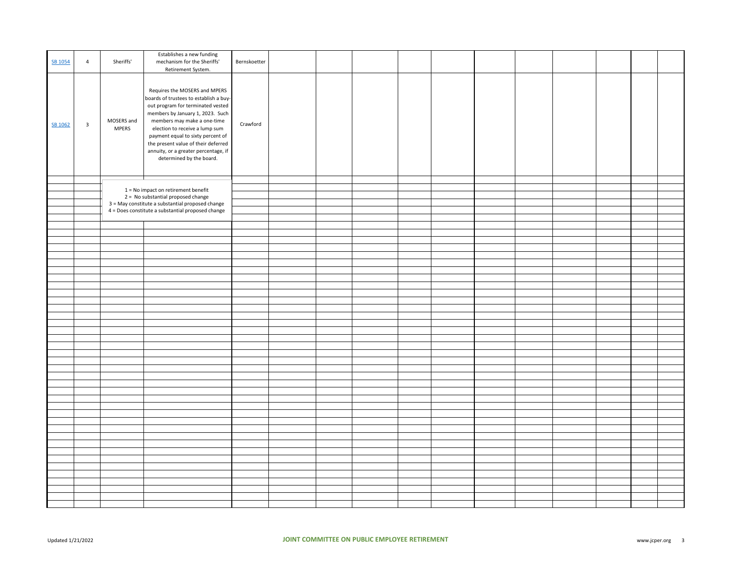| | | | | | | | | | | | | | | | |
|---|---|---|---|---|---|---|---|---|---|---|---|---|---|---|---|
| SB 1054 | 4 | Sheriffs' | Establishes a new funding mechanism for the Sheriffs' Retirement System. | Bernskoetter | | | | | | | | | | | |
| SB 1062 | 3 | MOSERS and MPERS | Requires the MOSERS and MPERS boards of trustees to establish a buy-out program for terminated vested members by January 1, 2023. Such members may make a one-time election to receive a lump sum payment equal to sixty percent of the present value of their deferred annuity, or a greater percentage, if determined by the board. | Crawford | | | | | | | | | | | |

1 = No impact on retirement benefit
2 = No substantial proposed change
3 = May constitute a substantial proposed change
4 = Does constitute a substantial proposed change

Updated 1/21/2022

**JOINT COMMITTEE ON PUBLIC EMPLOYEE RETIREMENT**

www.jcper.org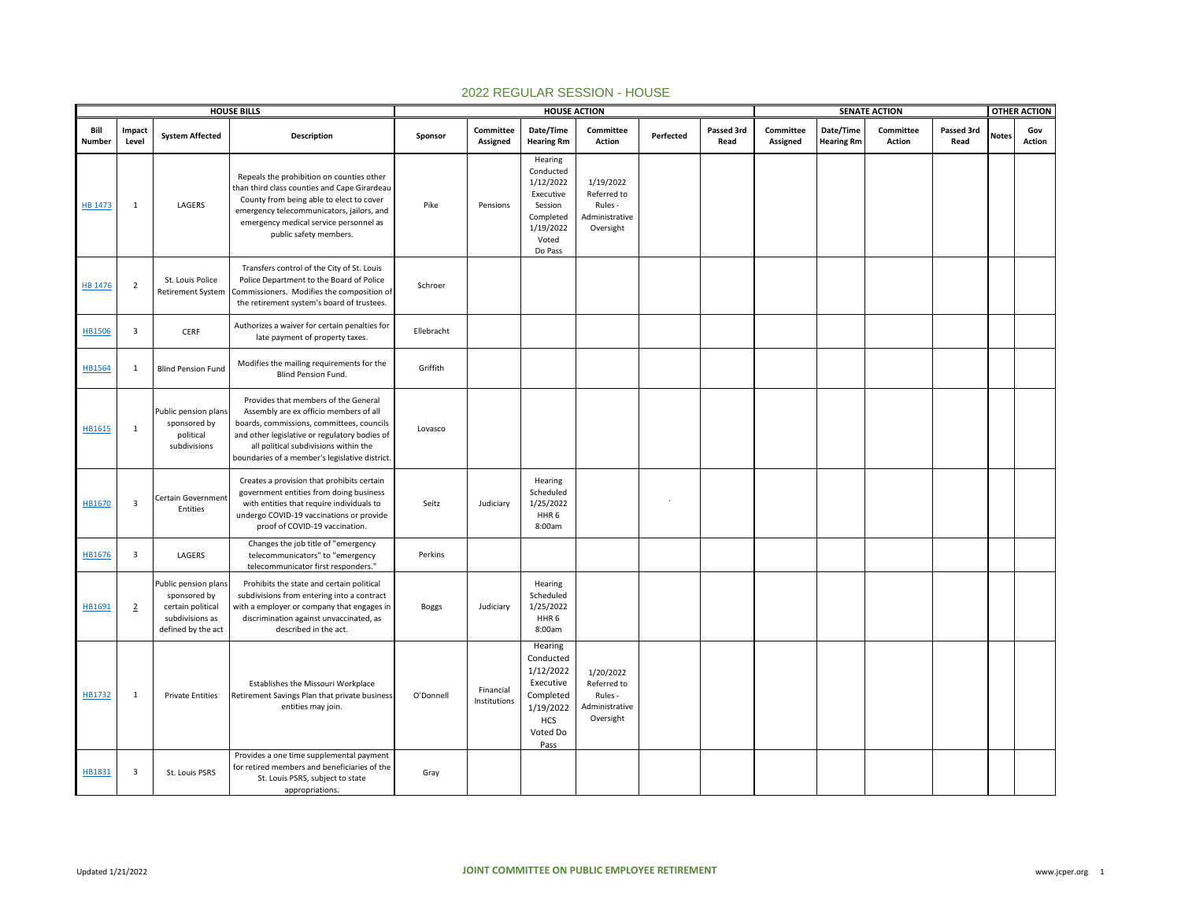## 2022 REGULAR SESSION - HOUSE

| HOUSE BILLS | | | | HOUSE ACTION | | | | | | SENATE ACTION | | | | OTHER ACTION | |
|---|---|---|---|---|---|---|---|---|---|---|---|---|---|---|---|
| Bill Number | Impact Level | System Affected | Description | Sponsor | Committee Assigned | Date/Time Hearing Rm | Committee Action | Perfected | Passed 3rd Read | Committee Assigned | Date/Time Hearing Rm | Committee Action | Passed 3rd Read | Notes | Gov Action |
| HB 1473 | 1 | LAGERS | Repeals the prohibition on counties other than third class counties and Cape Girardeau County from being able to elect to cover emergency telecommunicators, jailors, and emergency medical service personnel as public safety members. | Pike | Pensions | Hearing Conducted 1/12/2022 Executive Session Completed 1/19/2022 Voted Do Pass | 1/19/2022 Referred to Rules - Administrative Oversight | | | | | | | | |
| HB 1476 | 2 | St. Louis Police Retirement System | Transfers control of the City of St. Louis Police Department to the Board of Police Commissioners. Modifies the composition of the retirement system's board of trustees. | Schroer | | | | | | | | | | | |
| HB1506 | 3 | CERF | Authorizes a waiver for certain penalties for late payment of property taxes. | Ellebracht | | | | | | | | | | | |
| HB1564 | 1 | Blind Pension Fund | Modifies the mailing requirements for the Blind Pension Fund. | Griffith | | | | | | | | | | | |
| HB1615 | 1 | Public pension plans sponsored by political subdivisions | Provides that members of the General Assembly are ex officio members of all boards, commissions, committees, councils and other legislative or regulatory bodies of all political subdivisions within the boundaries of a member's legislative district. | Lovasco | | | | | | | | | | | |
| HB1670 | 3 | Certain Government Entities | Creates a provision that prohibits certain government entities from doing business with entities that require individuals to undergo COVID-19 vaccinations or provide proof of COVID-19 vaccination. | Seitz | Judiciary | Hearing Scheduled 1/25/2022 HHR 6 8:00am | | ` | | | | | | | |
| HB1676 | 3 | LAGERS | Changes the job title of "emergency telecommunicators" to "emergency telecommunicator first responders." | Perkins | | | | | | | | | | | |
| HB1691 | 2 | Public pension plans sponsored by certain political subdivisions as defined by the act | Prohibits the state and certain political subdivisions from entering into a contract with a employer or company that engages in discrimination against unvaccinated, as described in the act. | Boggs | Judiciary | Hearing Scheduled 1/25/2022 HHR 6 8:00am | | | | | | | | | |
| HB1732 | 1 | Private Entities | Establishes the Missouri Workplace Retirement Savings Plan that private business entities may join. | O'Donnell | Financial Institutions | Hearing Conducted 1/12/2022 Executive Completed 1/19/2022 HCS Voted Do Pass | 1/20/2022 Referred to Rules - Administrative Oversight | | | | | | | | |
| HB1831 | 3 | St. Louis PSRS | Provides a one time supplemental payment for retired members and beneficiaries of the St. Louis PSRS, subject to state appropriations. | Gray | | | | | | | | | | | |

Updated 1/21/2022 JOINT COMMITTEE ON PUBLIC EMPLOYEE RETIREMENT www.jcper.org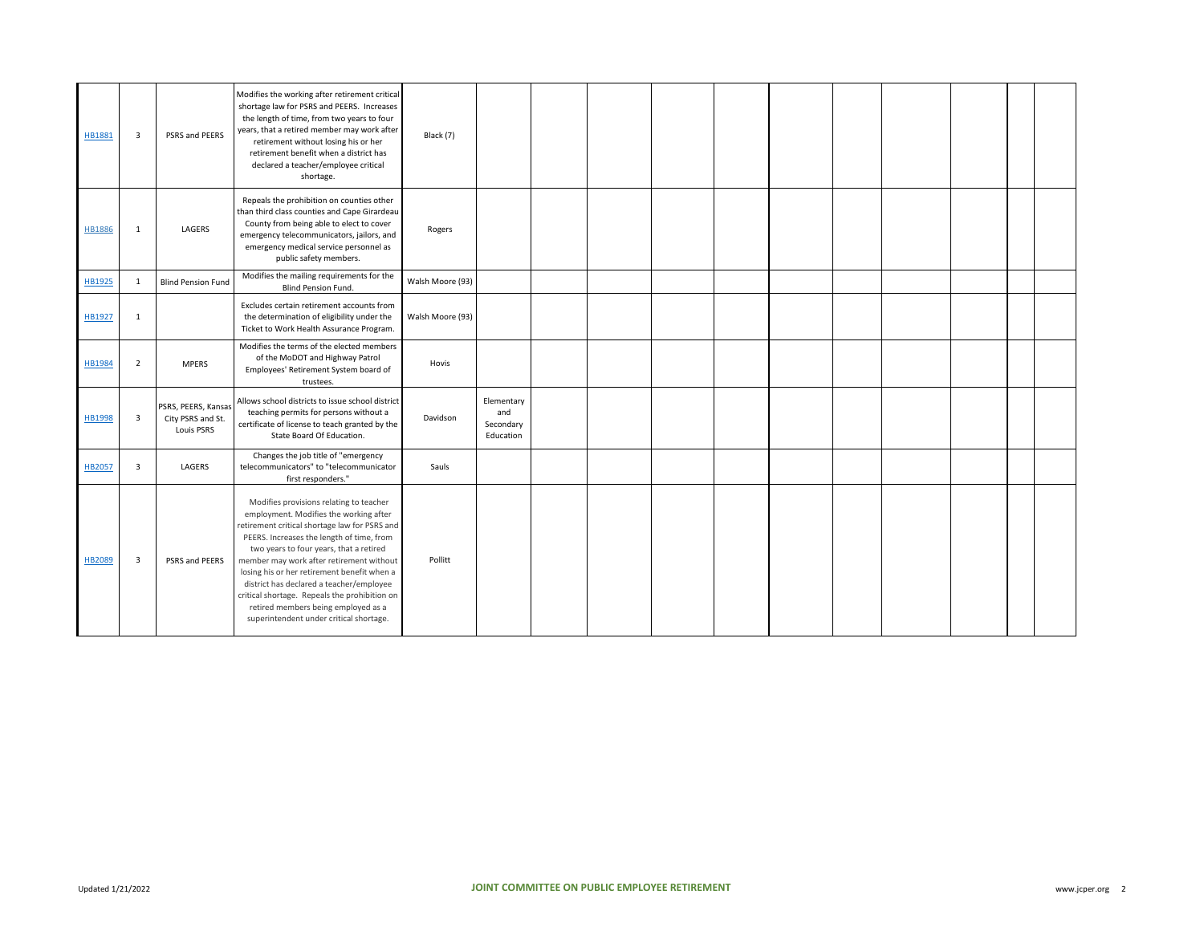| | | | | | | | | | | | | | | | |
|---|---|---|---|---|---|---|---|---|---|---|---|---|---|---|---|
| HB1881 | 3 | PSRS and PEERS | Modifies the working after retirement critical shortage law for PSRS and PEERS. Increases the length of time, from two years to four years, that a retired member may work after retirement without losing his or her retirement benefit when a district has declared a teacher/employee critical shortage. | Black (7) | | | | | | | | | | | |
| HB1886 | 1 | LAGERS | Repeals the prohibition on counties other than third class counties and Cape Girardeau County from being able to elect to cover emergency telecommunicators, jailors, and emergency medical service personnel as public safety members. | Rogers | | | | | | | | | | | |
| HB1925 | 1 | Blind Pension Fund | Modifies the mailing requirements for the Blind Pension Fund. | Walsh Moore (93) | | | | | | | | | | | |
| HB1927 | 1 | | Excludes certain retirement accounts from the determination of eligibility under the Ticket to Work Health Assurance Program. | Walsh Moore (93) | | | | | | | | | | | |
| HB1984 | 2 | MPERS | Modifies the terms of the elected members of the MoDOT and Highway Patrol Employees' Retirement System board of trustees. | Hovis | | | | | | | | | | | |
| HB1998 | 3 | PSRS, PEERS, Kansas City PSRS and St. Louis PSRS | Allows school districts to issue school district teaching permits for persons without a certificate of license to teach granted by the State Board Of Education. | Davidson | Elementary and Secondary Education | | | | | | | | | | |
| HB2057 | 3 | LAGERS | Changes the job title of "emergency telecommunicators" to "telecommunicator first responders." | Sauls | | | | | | | | | | | |
| HB2089 | 3 | PSRS and PEERS | Modifies provisions relating to teacher employment. Modifies the working after retirement critical shortage law for PSRS and PEERS. Increases the length of time, from two years to four years, that a retired member may work after retirement without losing his or her retirement benefit when a district has declared a teacher/employee critical shortage. Repeals the prohibition on retired members being employed as a superintendent under critical shortage. | Pollitt | | | | | | | | | | | |

Updated 1/21/2022 JOINT COMMITTEE ON PUBLIC EMPLOYEE RETIREMENT www.jcper.org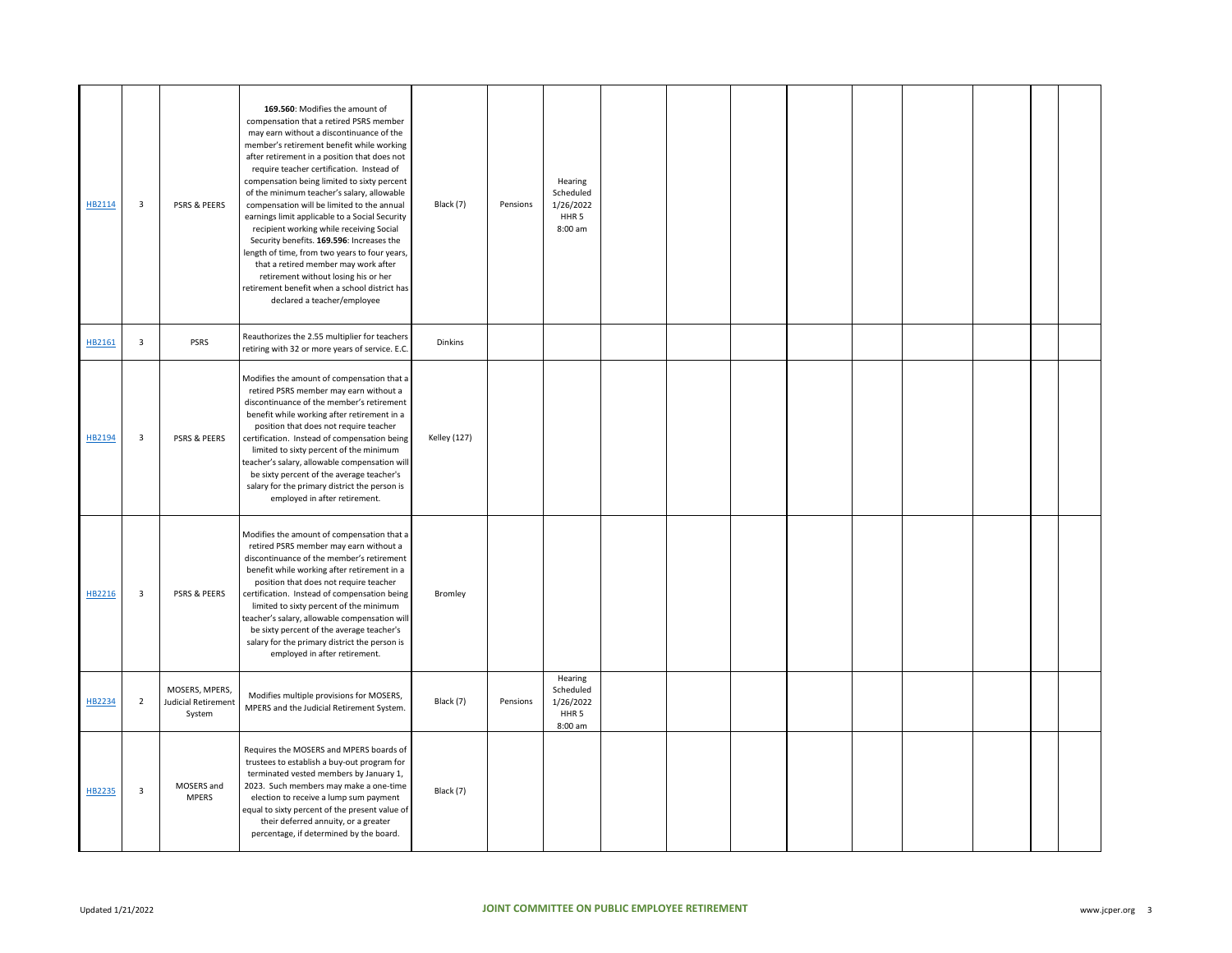| | | | | | | | | | | | | | | |
|---|---|---|---|---|---|---|---|---|---|---|---|---|---|---|
| HB2114 | 3 | PSRS & PEERS | **169.560**: Modifies the amount of compensation that a retired PSRS member may earn without a discontinuance of the member's retirement benefit while working after retirement in a position that does not require teacher certification. Instead of compensation being limited to sixty percent of the minimum teacher's salary, allowable compensation will be limited to the annual earnings limit applicable to a Social Security recipient working while receiving Social Security benefits. **169.596**: Increases the length of time, from two years to four years, that a retired member may work after retirement without losing his or her retirement benefit when a school district has declared a teacher/employee | Black (7) | Pensions | Hearing Scheduled 1/26/2022 HHR 5 8:00 am | | | | | | | | |
| HB2161 | 3 | PSRS | Reauthorizes the 2.55 multiplier for teachers retiring with 32 or more years of service. E.C. | Dinkins | | | | | | | | | | | |
| HB2194 | 3 | PSRS & PEERS | Modifies the amount of compensation that a retired PSRS member may earn without a discontinuance of the member's retirement benefit while working after retirement in a position that does not require teacher certification. Instead of compensation being limited to sixty percent of the minimum teacher's salary, allowable compensation will be sixty percent of the average teacher's salary for the primary district the person is employed in after retirement. | Kelley (127) | | | | | | | | | | | |
| HB2216 | 3 | PSRS & PEERS | Modifies the amount of compensation that a retired PSRS member may earn without a discontinuance of the member's retirement benefit while working after retirement in a position that does not require teacher certification. Instead of compensation being limited to sixty percent of the minimum teacher's salary, allowable compensation will be sixty percent of the average teacher's salary for the primary district the person is employed in after retirement. | Bromley | | | | | | | | | | | |
| HB2234 | 2 | MOSERS, MPERS, Judicial Retirement System | Modifies multiple provisions for MOSERS, MPERS and the Judicial Retirement System. | Black (7) | Pensions | Hearing Scheduled 1/26/2022 HHR 5 8:00 am | | | | | | | | |
| HB2235 | 3 | MOSERS and MPERS | Requires the MOSERS and MPERS boards of trustees to establish a buy-out program for terminated vested members by January 1, 2023. Such members may make a one-time election to receive a lump sum payment equal to sixty percent of the present value of their deferred annuity, or a greater percentage, if determined by the board. | Black (7) | | | | | | | | | | | |

Updated 1/21/2022

**JOINT COMMITTEE ON PUBLIC EMPLOYEE RETIREMENT**

www.jcper.org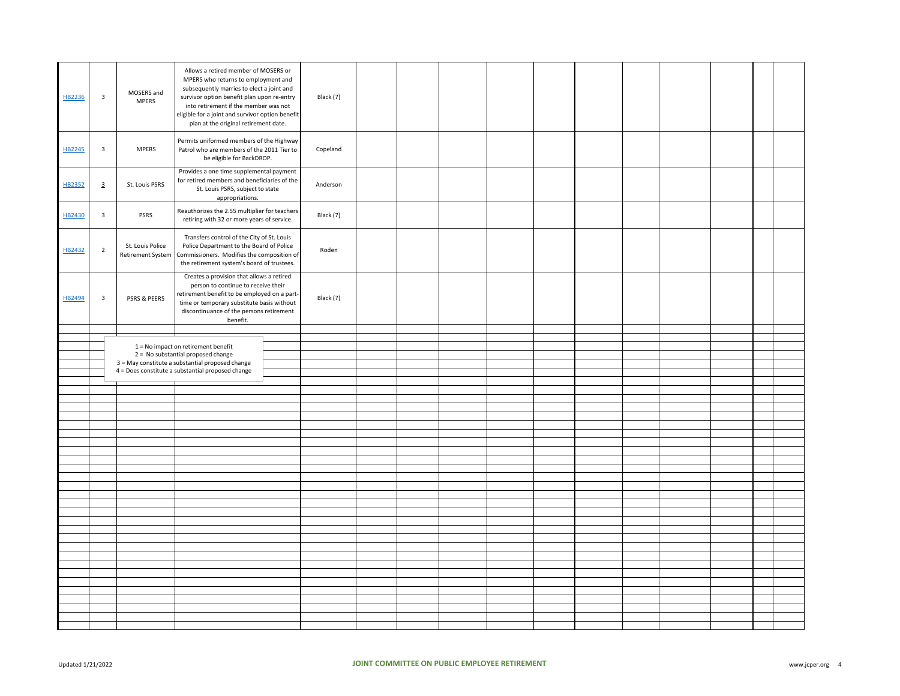| | | | | | | | | | | | | | | | |
|---|---|---|---|---|---|---|---|---|---|---|---|---|---|---|---|
| HB2236 | 3 | MOSERS and MPERS | Allows a retired member of MOSERS or MPERS who returns to employment and subsequently marries to elect a joint and survivor option benefit plan upon re-entry into retirement if the member was not eligible for a joint and survivor option benefit plan at the original retirement date. | Black (7) | | | | | | | | | | | |
| HB2245 | 3 | MPERS | Permits uniformed members of the Highway Patrol who are members of the 2011 Tier to be eligible for BackDROP. | Copeland | | | | | | | | | | | |
| HB2352 | 3 | St. Louis PSRS | Provides a one time supplemental payment for retired members and beneficiaries of the St. Louis PSRS, subject to state appropriations. | Anderson | | | | | | | | | | | |
| HB2430 | 3 | PSRS | Reauthorizes the 2.55 multiplier for teachers retiring with 32 or more years of service. | Black (7) | | | | | | | | | | | |
| HB2432 | 2 | St. Louis Police Retirement System | Transfers control of the City of St. Louis Police Department to the Board of Police Commissioners. Modifies the composition of the retirement system's board of trustees. | Roden | | | | | | | | | | | |
| HB2494 | 3 | PSRS & PEERS | Creates a provision that allows a retired person to continue to receive their retirement benefit to be employed on a part-time or temporary substitute basis without discontinuance of the persons retirement benefit. | Black (7) | | | | | | | | | | | |

1 = No impact on retirement benefit
2 = No substantial proposed change
3 = May constitute a substantial proposed change
4 = Does constitute a substantial proposed change